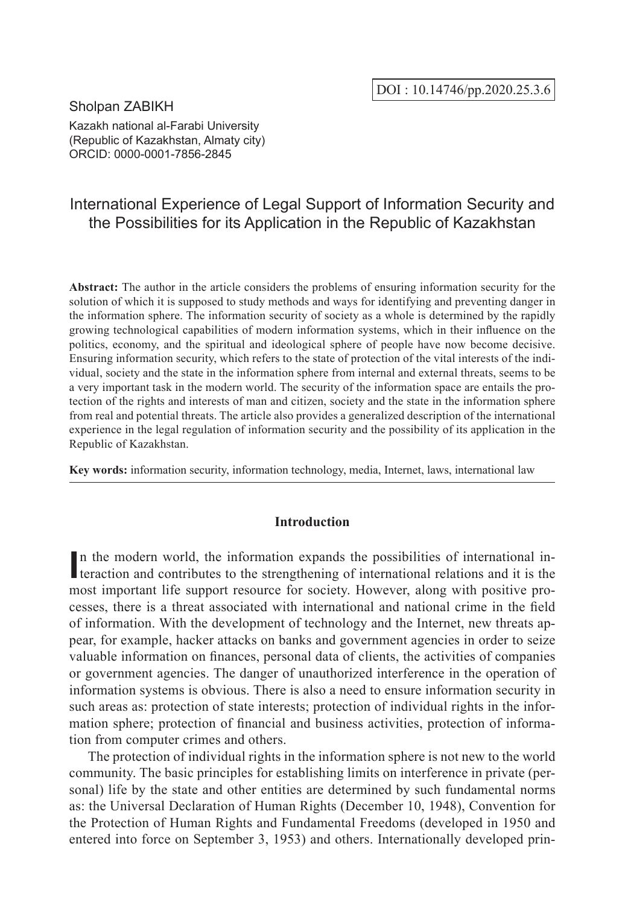DOI : 10.14746/pp.2020.25.3.6

Sholpan ZABIKH

Kazakh national al-Farabi University
(Republic of Kazakhstan, Almaty city)
ORCID: 0000-0001-7856-2845

# International Experience of Legal Support of Information Security and the Possibilities for its Application in the Republic of Kazakhstan

**Abstract:** The author in the article considers the problems of ensuring information security for the solution of which it is supposed to study methods and ways for identifying and preventing danger in the information sphere. The information security of society as a whole is determined by the rapidly growing technological capabilities of modern information systems, which in their influence on the politics, economy, and the spiritual and ideological sphere of people have now become decisive. Ensuring information security, which refers to the state of protection of the vital interests of the individual, society and the state in the information sphere from internal and external threats, seems to be a very important task in the modern world. The security of the information space are entails the protection of the rights and interests of man and citizen, society and the state in the information sphere from real and potential threats. The article also provides a generalized description of the international experience in the legal regulation of information security and the possibility of its application in the Republic of Kazakhstan.

**Key words:** information security, information technology, media, Internet, laws, international law

## Introduction

In the modern world, the information expands the possibilities of international interaction and contributes to the strengthening of international relations and it is the most important life support resource for society. However, along with positive processes, there is a threat associated with international and national crime in the field of information. With the development of technology and the Internet, new threats appear, for example, hacker attacks on banks and government agencies in order to seize valuable information on finances, personal data of clients, the activities of companies or government agencies. The danger of unauthorized interference in the operation of information systems is obvious. There is also a need to ensure information security in such areas as: protection of state interests; protection of individual rights in the information sphere; protection of financial and business activities, protection of information from computer crimes and others.

The protection of individual rights in the information sphere is not new to the world community. The basic principles for establishing limits on interference in private (personal) life by the state and other entities are determined by such fundamental norms as: the Universal Declaration of Human Rights (December 10, 1948), Convention for the Protection of Human Rights and Fundamental Freedoms (developed in 1950 and entered into force on September 3, 1953) and others. Internationally developed prin-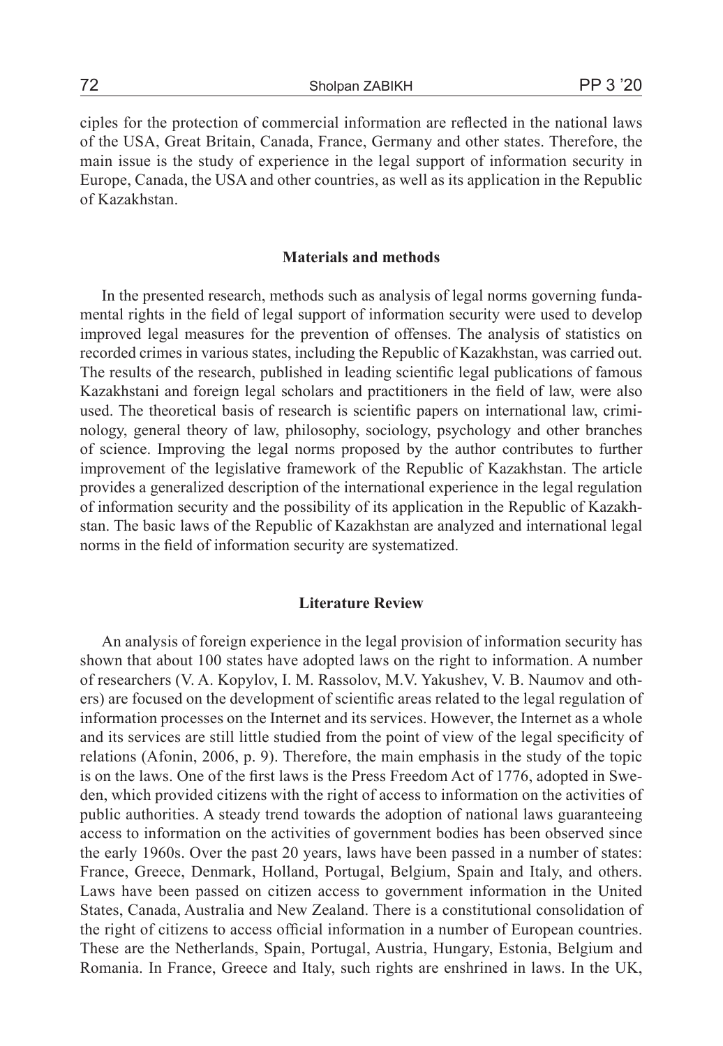ciples for the protection of commercial information are reflected in the national laws of the USA, Great Britain, Canada, France, Germany and other states. Therefore, the main issue is the study of experience in the legal support of information security in Europe, Canada, the USA and other countries, as well as its application in the Republic of Kazakhstan.

## Materials and methods

In the presented research, methods such as analysis of legal norms governing fundamental rights in the field of legal support of information security were used to develop improved legal measures for the prevention of offenses. The analysis of statistics on recorded crimes in various states, including the Republic of Kazakhstan, was carried out. The results of the research, published in leading scientific legal publications of famous Kazakhstani and foreign legal scholars and practitioners in the field of law, were also used. The theoretical basis of research is scientific papers on international law, criminology, general theory of law, philosophy, sociology, psychology and other branches of science. Improving the legal norms proposed by the author contributes to further improvement of the legislative framework of the Republic of Kazakhstan. The article provides a generalized description of the international experience in the legal regulation of information security and the possibility of its application in the Republic of Kazakhstan. The basic laws of the Republic of Kazakhstan are analyzed and international legal norms in the field of information security are systematized.

## Literature Review

An analysis of foreign experience in the legal provision of information security has shown that about 100 states have adopted laws on the right to information. A number of researchers (V. A. Kopylov, I. M. Rassolov, M.V. Yakushev, V. B. Naumov and others) are focused on the development of scientific areas related to the legal regulation of information processes on the Internet and its services. However, the Internet as a whole and its services are still little studied from the point of view of the legal specificity of relations (Afonin, 2006, p. 9). Therefore, the main emphasis in the study of the topic is on the laws. One of the first laws is the Press Freedom Act of 1776, adopted in Sweden, which provided citizens with the right of access to information on the activities of public authorities. A steady trend towards the adoption of national laws guaranteeing access to information on the activities of government bodies has been observed since the early 1960s. Over the past 20 years, laws have been passed in a number of states: France, Greece, Denmark, Holland, Portugal, Belgium, Spain and Italy, and others. Laws have been passed on citizen access to government information in the United States, Canada, Australia and New Zealand. There is a constitutional consolidation of the right of citizens to access official information in a number of European countries. These are the Netherlands, Spain, Portugal, Austria, Hungary, Estonia, Belgium and Romania. In France, Greece and Italy, such rights are enshrined in laws. In the UK,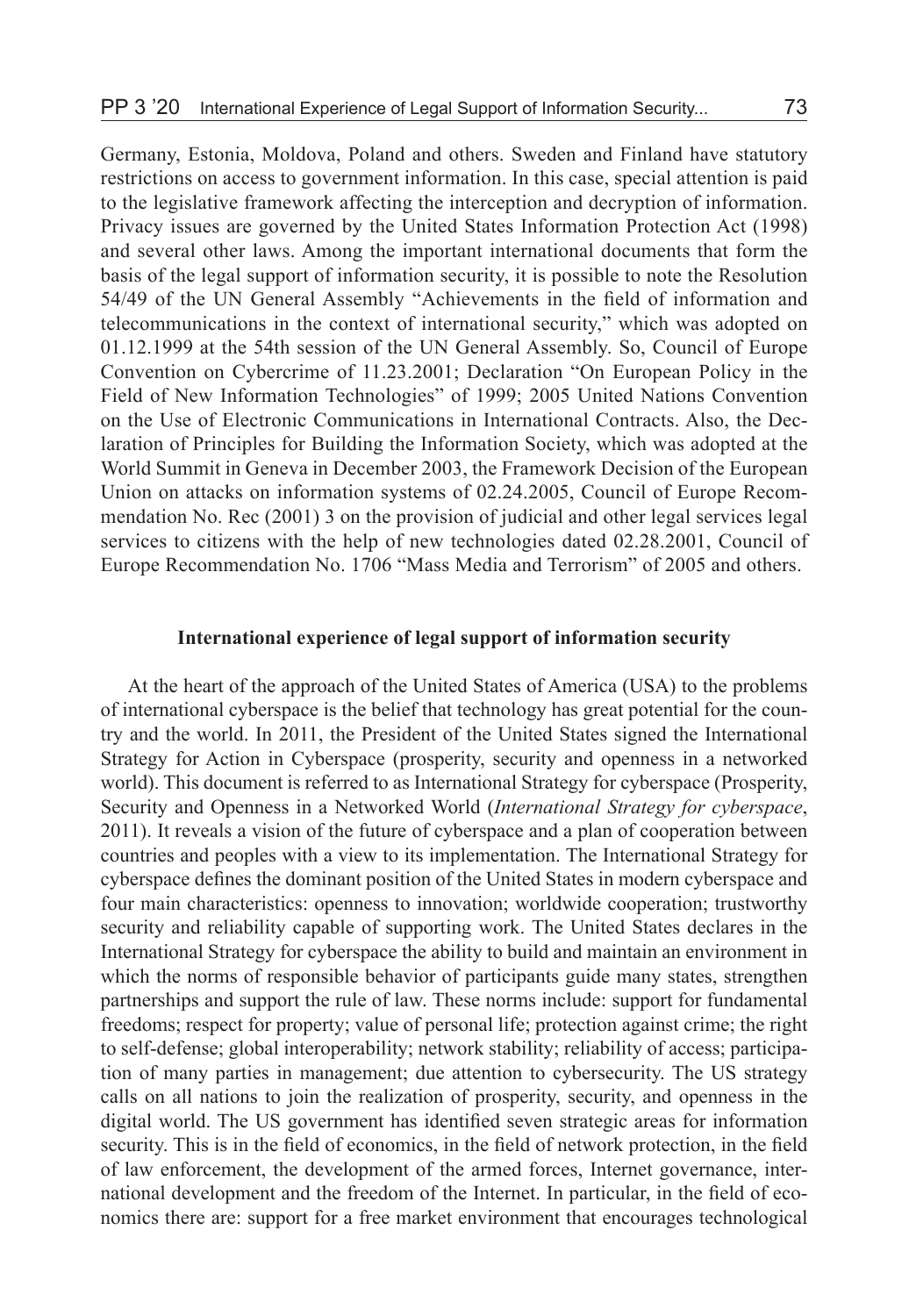Germany, Estonia, Moldova, Poland and others. Sweden and Finland have statutory restrictions on access to government information. In this case, special attention is paid to the legislative framework affecting the interception and decryption of information. Privacy issues are governed by the United States Information Protection Act (1998) and several other laws. Among the important international documents that form the basis of the legal support of information security, it is possible to note the Resolution 54/49 of the UN General Assembly "Achievements in the field of information and telecommunications in the context of international security," which was adopted on 01.12.1999 at the 54th session of the UN General Assembly. So, Council of Europe Convention on Cybercrime of 11.23.2001; Declaration "On European Policy in the Field of New Information Technologies" of 1999; 2005 United Nations Convention on the Use of Electronic Communications in International Contracts. Also, the Declaration of Principles for Building the Information Society, which was adopted at the World Summit in Geneva in December 2003, the Framework Decision of the European Union on attacks on information systems of 02.24.2005, Council of Europe Recommendation No. Rec (2001) 3 on the provision of judicial and other legal services legal services to citizens with the help of new technologies dated 02.28.2001, Council of Europe Recommendation No. 1706 "Mass Media and Terrorism" of 2005 and others.

## International experience of legal support of information security

At the heart of the approach of the United States of America (USA) to the problems of international cyberspace is the belief that technology has great potential for the country and the world. In 2011, the President of the United States signed the International Strategy for Action in Cyberspace (prosperity, security and openness in a networked world). This document is referred to as International Strategy for cyberspace (Prosperity, Security and Openness in a Networked World (*International Strategy for cyberspace*, 2011). It reveals a vision of the future of cyberspace and a plan of cooperation between countries and peoples with a view to its implementation. The International Strategy for cyberspace defines the dominant position of the United States in modern cyberspace and four main characteristics: openness to innovation; worldwide cooperation; trustworthy security and reliability capable of supporting work. The United States declares in the International Strategy for cyberspace the ability to build and maintain an environment in which the norms of responsible behavior of participants guide many states, strengthen partnerships and support the rule of law. These norms include: support for fundamental freedoms; respect for property; value of personal life; protection against crime; the right to self-defense; global interoperability; network stability; reliability of access; participation of many parties in management; due attention to cybersecurity. The US strategy calls on all nations to join the realization of prosperity, security, and openness in the digital world. The US government has identified seven strategic areas for information security. This is in the field of economics, in the field of network protection, in the field of law enforcement, the development of the armed forces, Internet governance, international development and the freedom of the Internet. In particular, in the field of economics there are: support for a free market environment that encourages technological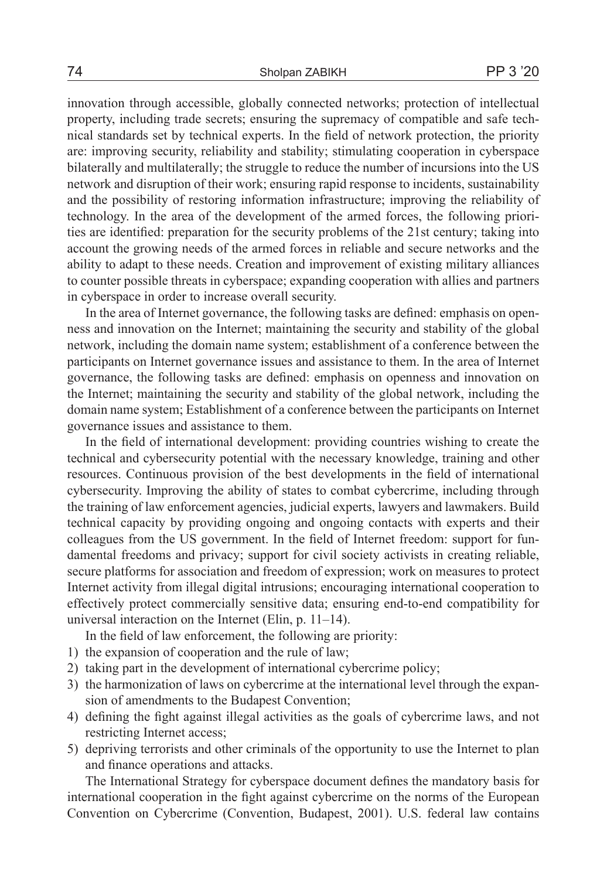innovation through accessible, globally connected networks; protection of intellectual property, including trade secrets; ensuring the supremacy of compatible and safe technical standards set by technical experts. In the field of network protection, the priority are: improving security, reliability and stability; stimulating cooperation in cyberspace bilaterally and multilaterally; the struggle to reduce the number of incursions into the US network and disruption of their work; ensuring rapid response to incidents, sustainability and the possibility of restoring information infrastructure; improving the reliability of technology. In the area of the development of the armed forces, the following priorities are identified: preparation for the security problems of the 21st century; taking into account the growing needs of the armed forces in reliable and secure networks and the ability to adapt to these needs. Creation and improvement of existing military alliances to counter possible threats in cyberspace; expanding cooperation with allies and partners in cyberspace in order to increase overall security.

In the area of Internet governance, the following tasks are defined: emphasis on openness and innovation on the Internet; maintaining the security and stability of the global network, including the domain name system; establishment of a conference between the participants on Internet governance issues and assistance to them. In the area of Internet governance, the following tasks are defined: emphasis on openness and innovation on the Internet; maintaining the security and stability of the global network, including the domain name system; Establishment of a conference between the participants on Internet governance issues and assistance to them.

In the field of international development: providing countries wishing to create the technical and cybersecurity potential with the necessary knowledge, training and other resources. Continuous provision of the best developments in the field of international cybersecurity. Improving the ability of states to combat cybercrime, including through the training of law enforcement agencies, judicial experts, lawyers and lawmakers. Build technical capacity by providing ongoing and ongoing contacts with experts and their colleagues from the US government. In the field of Internet freedom: support for fundamental freedoms and privacy; support for civil society activists in creating reliable, secure platforms for association and freedom of expression; work on measures to protect Internet activity from illegal digital intrusions; encouraging international cooperation to effectively protect commercially sensitive data; ensuring end-to-end compatibility for universal interaction on the Internet (Elin, p. 11–14).

In the field of law enforcement, the following are priority:

1) the expansion of cooperation and the rule of law;
2) taking part in the development of international cybercrime policy;
3) the harmonization of laws on cybercrime at the international level through the expansion of amendments to the Budapest Convention;
4) defining the fight against illegal activities as the goals of cybercrime laws, and not restricting Internet access;
5) depriving terrorists and other criminals of the opportunity to use the Internet to plan and finance operations and attacks.

The International Strategy for cyberspace document defines the mandatory basis for international cooperation in the fight against cybercrime on the norms of the European Convention on Cybercrime (Convention, Budapest, 2001). U.S. federal law contains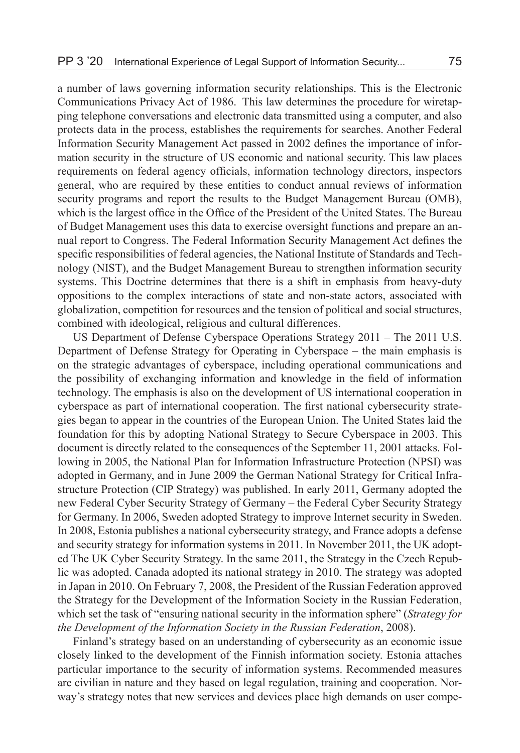a number of laws governing information security relationships. This is the Electronic Communications Privacy Act of 1986. This law determines the procedure for wiretapping telephone conversations and electronic data transmitted using a computer, and also protects data in the process, establishes the requirements for searches. Another Federal Information Security Management Act passed in 2002 defines the importance of information security in the structure of US economic and national security. This law places requirements on federal agency officials, information technology directors, inspectors general, who are required by these entities to conduct annual reviews of information security programs and report the results to the Budget Management Bureau (OMB), which is the largest office in the Office of the President of the United States. The Bureau of Budget Management uses this data to exercise oversight functions and prepare an annual report to Congress. The Federal Information Security Management Act defines the specific responsibilities of federal agencies, the National Institute of Standards and Technology (NIST), and the Budget Management Bureau to strengthen information security systems. This Doctrine determines that there is a shift in emphasis from heavy-duty oppositions to the complex interactions of state and non-state actors, associated with globalization, competition for resources and the tension of political and social structures, combined with ideological, religious and cultural differences.

US Department of Defense Cyberspace Operations Strategy 2011 – The 2011 U.S. Department of Defense Strategy for Operating in Cyberspace – the main emphasis is on the strategic advantages of cyberspace, including operational communications and the possibility of exchanging information and knowledge in the field of information technology. The emphasis is also on the development of US international cooperation in cyberspace as part of international cooperation. The first national cybersecurity strategies began to appear in the countries of the European Union. The United States laid the foundation for this by adopting National Strategy to Secure Cyberspace in 2003. This document is directly related to the consequences of the September 11, 2001 attacks. Following in 2005, the National Plan for Information Infrastructure Protection (NPSI) was adopted in Germany, and in June 2009 the German National Strategy for Critical Infrastructure Protection (CIP Strategy) was published. In early 2011, Germany adopted the new Federal Cyber Security Strategy of Germany – the Federal Cyber Security Strategy for Germany. In 2006, Sweden adopted Strategy to improve Internet security in Sweden. In 2008, Estonia publishes a national cybersecurity strategy, and France adopts a defense and security strategy for information systems in 2011. In November 2011, the UK adopted The UK Cyber Security Strategy. In the same 2011, the Strategy in the Czech Republic was adopted. Canada adopted its national strategy in 2010. The strategy was adopted in Japan in 2010. On February 7, 2008, the President of the Russian Federation approved the Strategy for the Development of the Information Society in the Russian Federation, which set the task of "ensuring national security in the information sphere" (*Strategy for the Development of the Information Society in the Russian Federation*, 2008).

Finland's strategy based on an understanding of cybersecurity as an economic issue closely linked to the development of the Finnish information society. Estonia attaches particular importance to the security of information systems. Recommended measures are civilian in nature and they based on legal regulation, training and cooperation. Norway's strategy notes that new services and devices place high demands on user compe-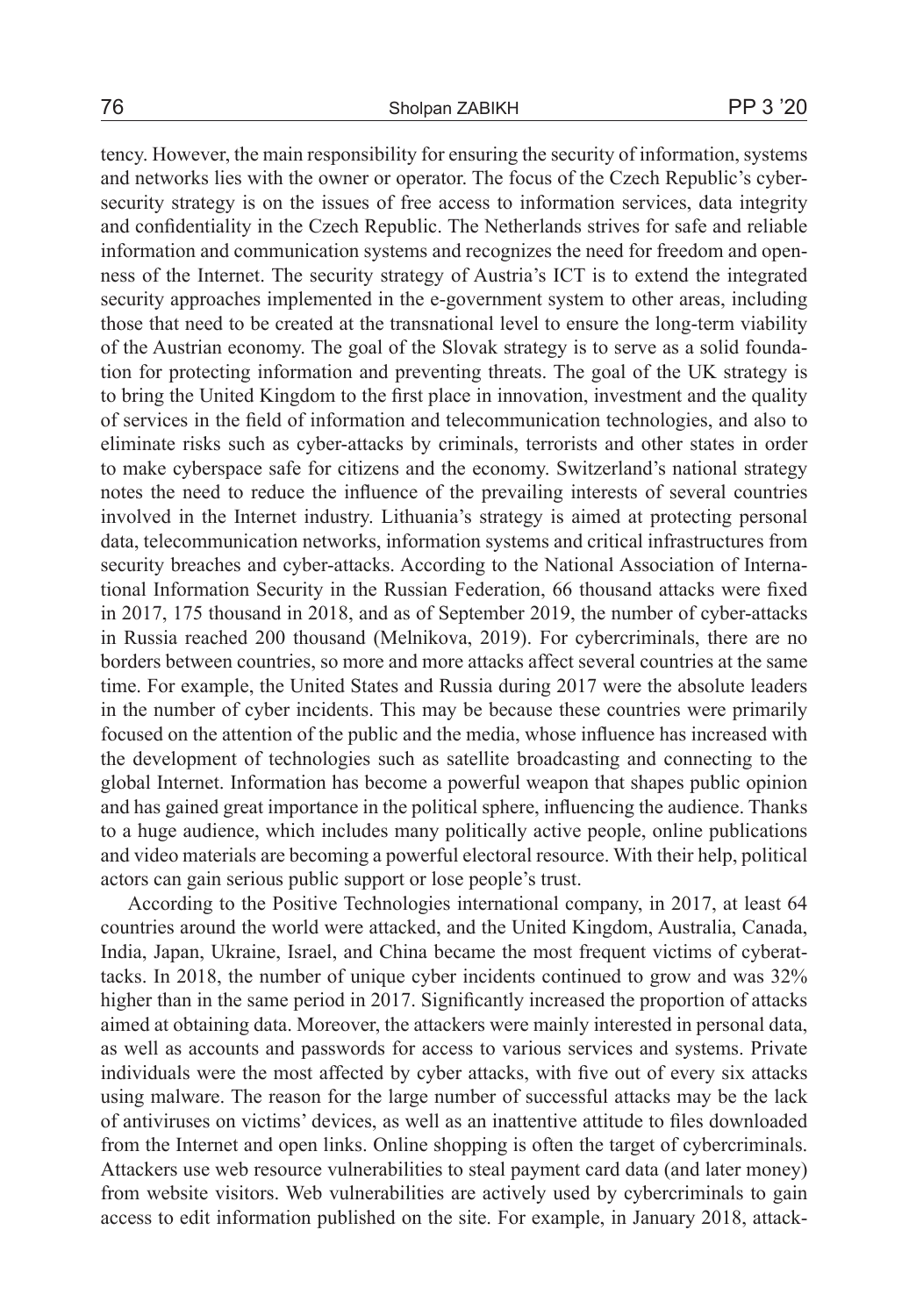tency. However, the main responsibility for ensuring the security of information, systems and networks lies with the owner or operator. The focus of the Czech Republic's cybersecurity strategy is on the issues of free access to information services, data integrity and confidentiality in the Czech Republic. The Netherlands strives for safe and reliable information and communication systems and recognizes the need for freedom and openness of the Internet. The security strategy of Austria's ICT is to extend the integrated security approaches implemented in the e-government system to other areas, including those that need to be created at the transnational level to ensure the long-term viability of the Austrian economy. The goal of the Slovak strategy is to serve as a solid foundation for protecting information and preventing threats. The goal of the UK strategy is to bring the United Kingdom to the first place in innovation, investment and the quality of services in the field of information and telecommunication technologies, and also to eliminate risks such as cyber-attacks by criminals, terrorists and other states in order to make cyberspace safe for citizens and the economy. Switzerland's national strategy notes the need to reduce the influence of the prevailing interests of several countries involved in the Internet industry. Lithuania's strategy is aimed at protecting personal data, telecommunication networks, information systems and critical infrastructures from security breaches and cyber-attacks. According to the National Association of International Information Security in the Russian Federation, 66 thousand attacks were fixed in 2017, 175 thousand in 2018, and as of September 2019, the number of cyber-attacks in Russia reached 200 thousand (Melnikova, 2019). For cybercriminals, there are no borders between countries, so more and more attacks affect several countries at the same time. For example, the United States and Russia during 2017 were the absolute leaders in the number of cyber incidents. This may be because these countries were primarily focused on the attention of the public and the media, whose influence has increased with the development of technologies such as satellite broadcasting and connecting to the global Internet. Information has become a powerful weapon that shapes public opinion and has gained great importance in the political sphere, influencing the audience. Thanks to a huge audience, which includes many politically active people, online publications and video materials are becoming a powerful electoral resource. With their help, political actors can gain serious public support or lose people's trust.

According to the Positive Technologies international company, in 2017, at least 64 countries around the world were attacked, and the United Kingdom, Australia, Canada, India, Japan, Ukraine, Israel, and China became the most frequent victims of cyberattacks. In 2018, the number of unique cyber incidents continued to grow and was 32% higher than in the same period in 2017. Significantly increased the proportion of attacks aimed at obtaining data. Moreover, the attackers were mainly interested in personal data, as well as accounts and passwords for access to various services and systems. Private individuals were the most affected by cyber attacks, with five out of every six attacks using malware. The reason for the large number of successful attacks may be the lack of antiviruses on victims' devices, as well as an inattentive attitude to files downloaded from the Internet and open links. Online shopping is often the target of cybercriminals. Attackers use web resource vulnerabilities to steal payment card data (and later money) from website visitors. Web vulnerabilities are actively used by cybercriminals to gain access to edit information published on the site. For example, in January 2018, attack-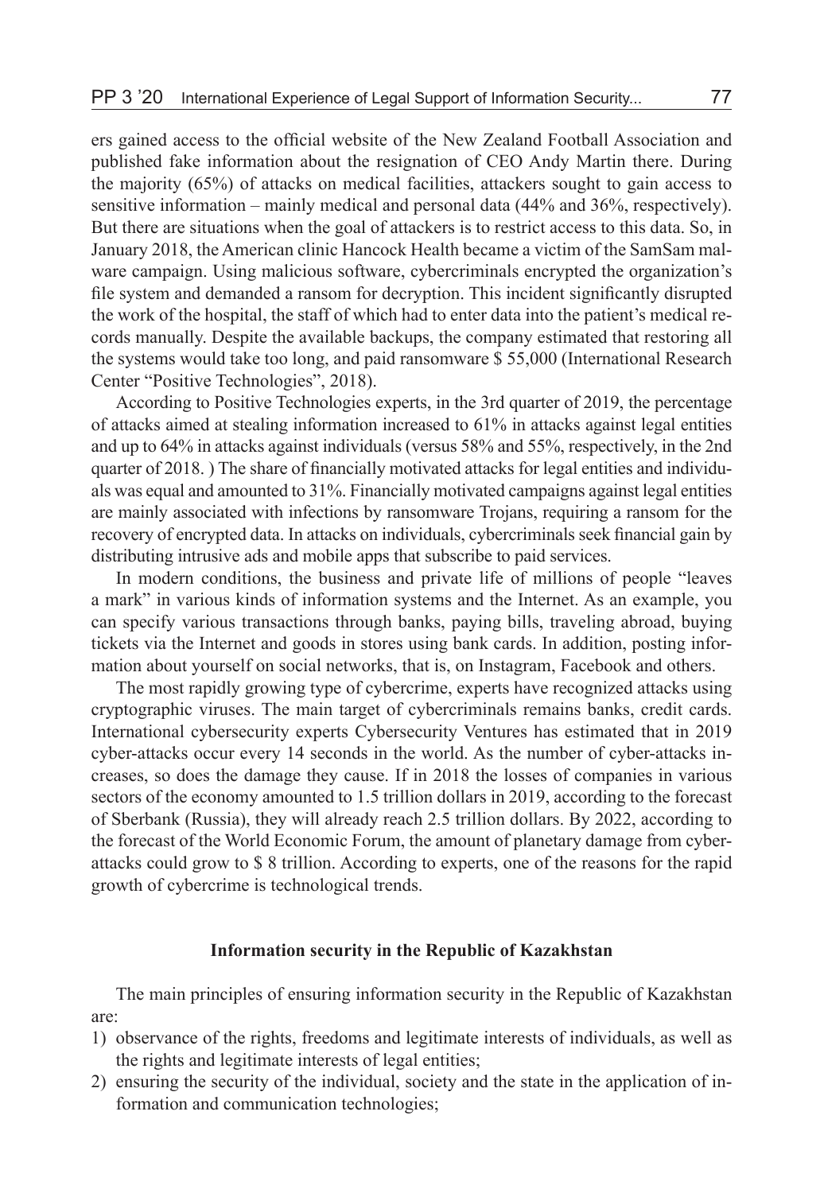ers gained access to the official website of the New Zealand Football Association and published fake information about the resignation of CEO Andy Martin there. During the majority (65%) of attacks on medical facilities, attackers sought to gain access to sensitive information – mainly medical and personal data (44% and 36%, respectively). But there are situations when the goal of attackers is to restrict access to this data. So, in January 2018, the American clinic Hancock Health became a victim of the SamSam malware campaign. Using malicious software, cybercriminals encrypted the organization's file system and demanded a ransom for decryption. This incident significantly disrupted the work of the hospital, the staff of which had to enter data into the patient's medical records manually. Despite the available backups, the company estimated that restoring all the systems would take too long, and paid ransomware $ 55,000 (International Research Center "Positive Technologies", 2018).

According to Positive Technologies experts, in the 3rd quarter of 2019, the percentage of attacks aimed at stealing information increased to 61% in attacks against legal entities and up to 64% in attacks against individuals (versus 58% and 55%, respectively, in the 2nd quarter of 2018. ) The share of financially motivated attacks for legal entities and individuals was equal and amounted to 31%. Financially motivated campaigns against legal entities are mainly associated with infections by ransomware Trojans, requiring a ransom for the recovery of encrypted data. In attacks on individuals, cybercriminals seek financial gain by distributing intrusive ads and mobile apps that subscribe to paid services.

In modern conditions, the business and private life of millions of people "leaves a mark" in various kinds of information systems and the Internet. As an example, you can specify various transactions through banks, paying bills, traveling abroad, buying tickets via the Internet and goods in stores using bank cards. In addition, posting information about yourself on social networks, that is, on Instagram, Facebook and others.

The most rapidly growing type of cybercrime, experts have recognized attacks using cryptographic viruses. The main target of cybercriminals remains banks, credit cards. International cybersecurity experts Cybersecurity Ventures has estimated that in 2019 cyber-attacks occur every 14 seconds in the world. As the number of cyber-attacks increases, so does the damage they cause. If in 2018 the losses of companies in various sectors of the economy amounted to 1.5 trillion dollars in 2019, according to the forecast of Sberbank (Russia), they will already reach 2.5 trillion dollars. By 2022, according to the forecast of the World Economic Forum, the amount of planetary damage from cyber-attacks could grow to $ 8 trillion. According to experts, one of the reasons for the rapid growth of cybercrime is technological trends.

## Information security in the Republic of Kazakhstan

The main principles of ensuring information security in the Republic of Kazakhstan are:

1) observance of the rights, freedoms and legitimate interests of individuals, as well as the rights and legitimate interests of legal entities;
2) ensuring the security of the individual, society and the state in the application of information and communication technologies;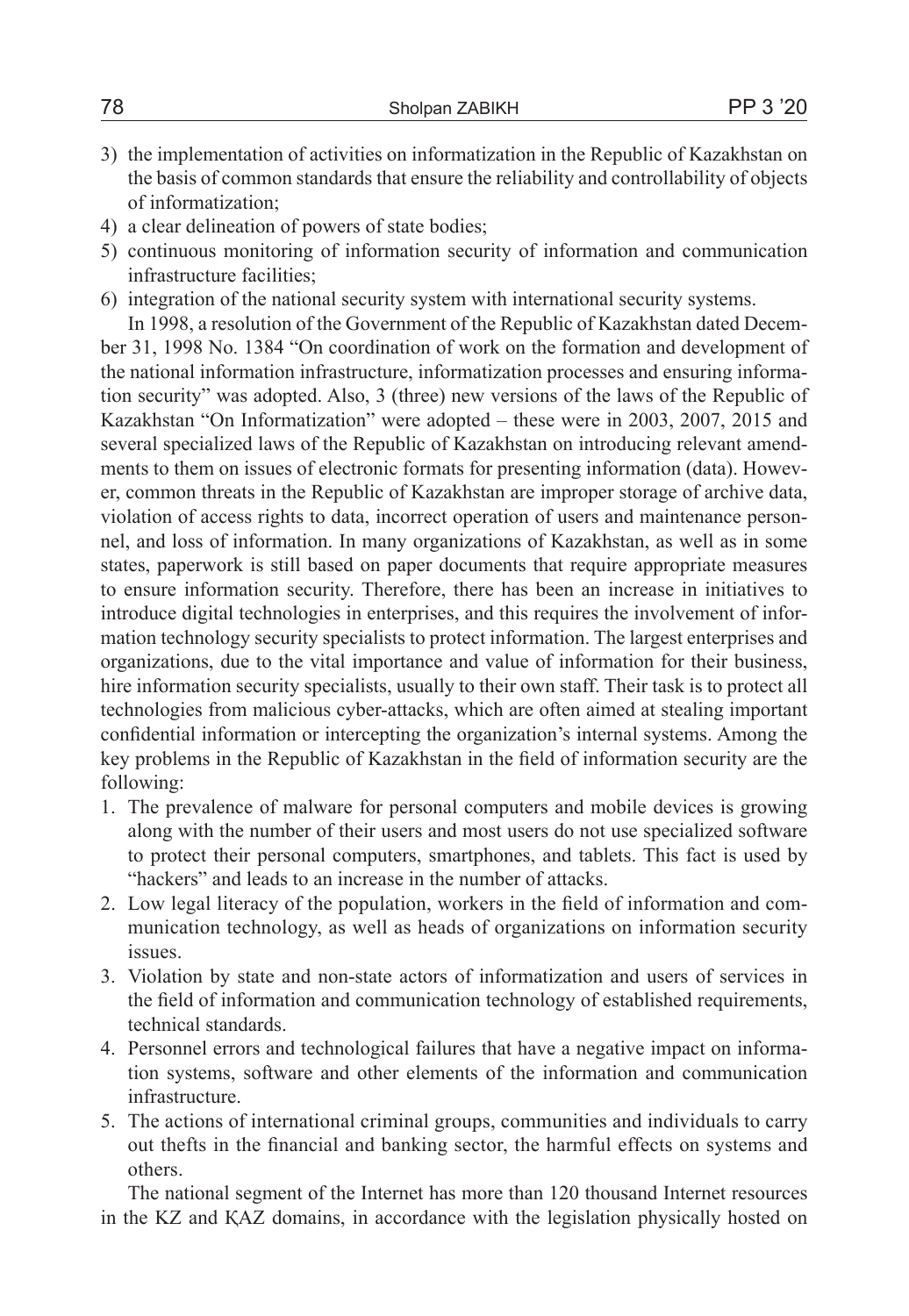3) the implementation of activities on informatization in the Republic of Kazakhstan on the basis of common standards that ensure the reliability and controllability of objects of informatization;
4) a clear delineation of powers of state bodies;
5) continuous monitoring of information security of information and communication infrastructure facilities;
6) integration of the national security system with international security systems.

In 1998, a resolution of the Government of the Republic of Kazakhstan dated December 31, 1998 No. 1384 "On coordination of work on the formation and development of the national information infrastructure, informatization processes and ensuring information security" was adopted. Also, 3 (three) new versions of the laws of the Republic of Kazakhstan "On Informatization" were adopted – these were in 2003, 2007, 2015 and several specialized laws of the Republic of Kazakhstan on introducing relevant amendments to them on issues of electronic formats for presenting information (data). However, common threats in the Republic of Kazakhstan are improper storage of archive data, violation of access rights to data, incorrect operation of users and maintenance personnel, and loss of information. In many organizations of Kazakhstan, as well as in some states, paperwork is still based on paper documents that require appropriate measures to ensure information security. Therefore, there has been an increase in initiatives to introduce digital technologies in enterprises, and this requires the involvement of information technology security specialists to protect information. The largest enterprises and organizations, due to the vital importance and value of information for their business, hire information security specialists, usually to their own staff. Their task is to protect all technologies from malicious cyber-attacks, which are often aimed at stealing important confidential information or intercepting the organization's internal systems. Among the key problems in the Republic of Kazakhstan in the field of information security are the following:

1. The prevalence of malware for personal computers and mobile devices is growing along with the number of their users and most users do not use specialized software to protect their personal computers, smartphones, and tablets. This fact is used by "hackers" and leads to an increase in the number of attacks.
2. Low legal literacy of the population, workers in the field of information and communication technology, as well as heads of organizations on information security issues.
3. Violation by state and non-state actors of informatization and users of services in the field of information and communication technology of established requirements, technical standards.
4. Personnel errors and technological failures that have a negative impact on information systems, software and other elements of the information and communication infrastructure.
5. The actions of international criminal groups, communities and individuals to carry out thefts in the financial and banking sector, the harmful effects on systems and others.

The national segment of the Internet has more than 120 thousand Internet resources in the KZ and ҚAZ domains, in accordance with the legislation physically hosted on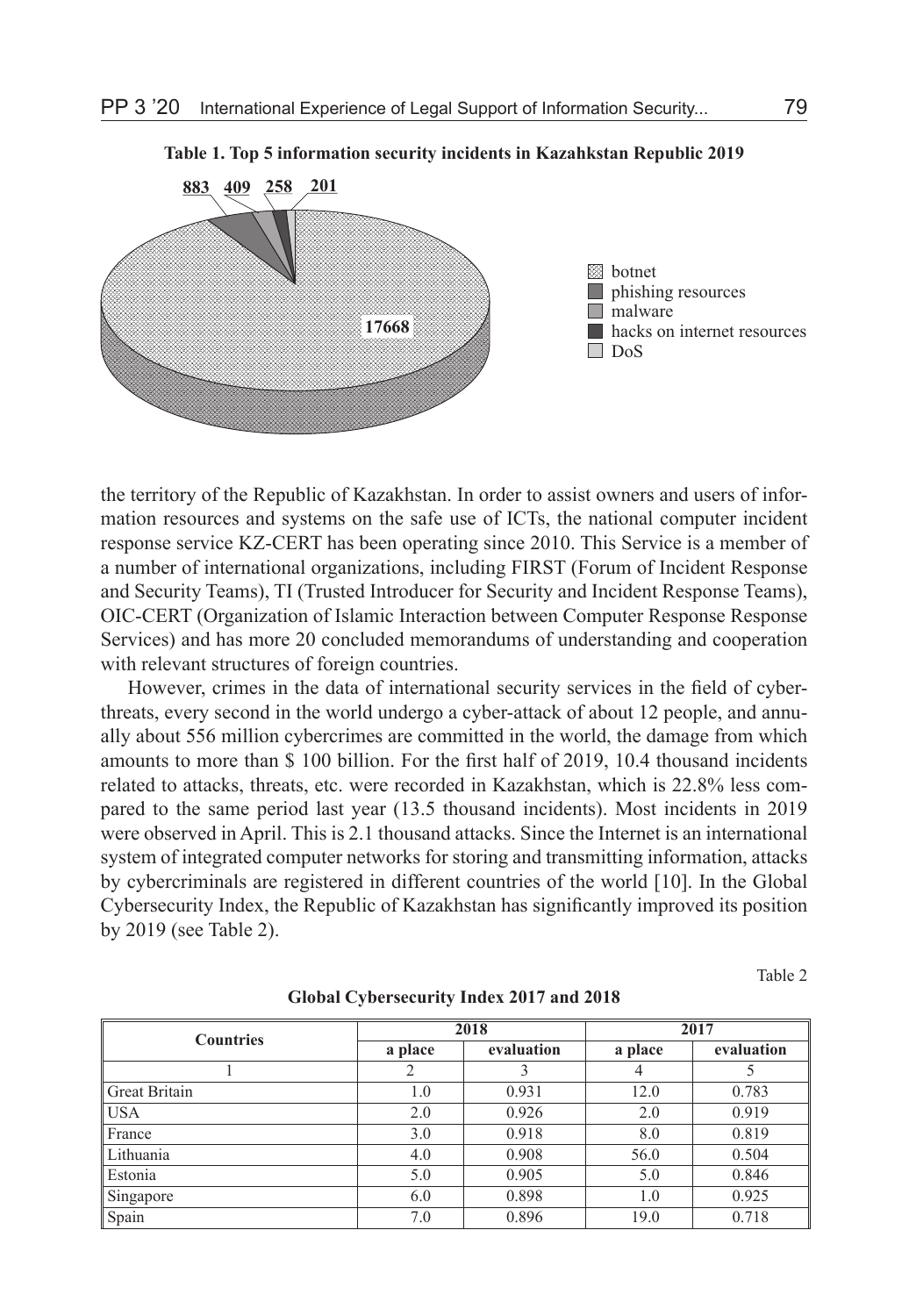**Table 1. Top 5 information security incidents in Kazahkstan Republic 2019**

883 409 258 201

17668

botnet
phishing resources
malware
hacks on internet resources
DoS

the territory of the Republic of Kazakhstan. In order to assist owners and users of information resources and systems on the safe use of ICTs, the national computer incident response service KZ-CERT has been operating since 2010. This Service is a member of a number of international organizations, including FIRST (Forum of Incident Response and Security Teams), TI (Trusted Introducer for Security and Incident Response Teams), OIC-CERT (Organization of Islamic Interaction between Computer Response Response Services) and has more 20 concluded memorandums of understanding and cooperation with relevant structures of foreign countries.

However, crimes in the data of international security services in the field of cyberthreats, every second in the world undergo a cyber-attack of about 12 people, and annually about 556 million cybercrimes are committed in the world, the damage from which amounts to more than $ 100 billion. For the first half of 2019, 10.4 thousand incidents related to attacks, threats, etc. were recorded in Kazakhstan, which is 22.8% less compared to the same period last year (13.5 thousand incidents). Most incidents in 2019 were observed in April. This is 2.1 thousand attacks. Since the Internet is an international system of integrated computer networks for storing and transmitting information, attacks by cybercriminals are registered in different countries of the world [10]. In the Global Cybersecurity Index, the Republic of Kazakhstan has significantly improved its position by 2019 (see Table 2).

Table 2

**Global Cybersecurity Index 2017 and 2018**

| Countries | 2018 | | 2017 | |
|---|---|---|---|---|
| | a place | evaluation | a place | evaluation |
| 1 | 2 | 3 | 4 | 5 |
| Great Britain | 1.0 | 0.931 | 12.0 | 0.783 |
| USA | 2.0 | 0.926 | 2.0 | 0.919 |
| France | 3.0 | 0.918 | 8.0 | 0.819 |
| Lithuania | 4.0 | 0.908 | 56.0 | 0.504 |
| Estonia | 5.0 | 0.905 | 5.0 | 0.846 |
| Singapore | 6.0 | 0.898 | 1.0 | 0.925 |
| Spain | 7.0 | 0.896 | 19.0 | 0.718 |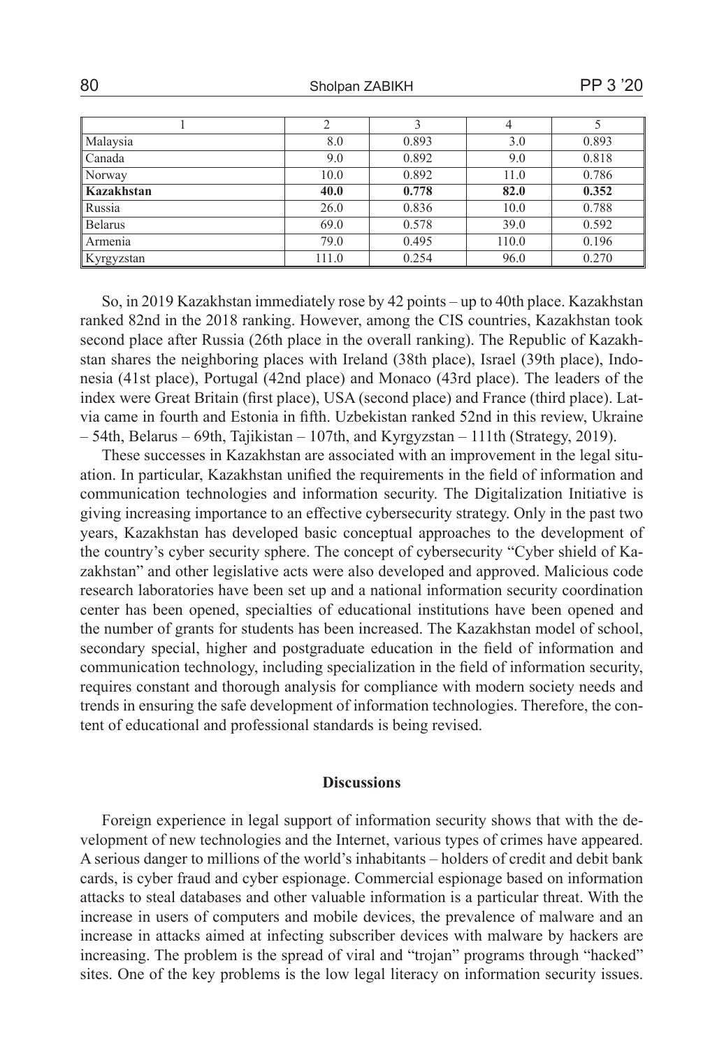| 1 | 2 | 3 | 4 | 5 |
|---|---|---|---|---|
| Malaysia | 8.0 | 0.893 | 3.0 | 0.893 |
| Canada | 9.0 | 0.892 | 9.0 | 0.818 |
| Norway | 10.0 | 0.892 | 11.0 | 0.786 |
| **Kazakhstan** | **40.0** | **0.778** | **82.0** | **0.352** |
| Russia | 26.0 | 0.836 | 10.0 | 0.788 |
| Belarus | 69.0 | 0.578 | 39.0 | 0.592 |
| Armenia | 79.0 | 0.495 | 110.0 | 0.196 |
| Kyrgyzstan | 111.0 | 0.254 | 96.0 | 0.270 |

So, in 2019 Kazakhstan immediately rose by 42 points – up to 40th place. Kazakhstan ranked 82nd in the 2018 ranking. However, among the CIS countries, Kazakhstan took second place after Russia (26th place in the overall ranking). The Republic of Kazakhstan shares the neighboring places with Ireland (38th place), Israel (39th place), Indonesia (41st place), Portugal (42nd place) and Monaco (43rd place). The leaders of the index were Great Britain (first place), USA (second place) and France (third place). Latvia came in fourth and Estonia in fifth. Uzbekistan ranked 52nd in this review, Ukraine – 54th, Belarus – 69th, Tajikistan – 107th, and Kyrgyzstan – 111th (Strategy, 2019).

These successes in Kazakhstan are associated with an improvement in the legal situation. In particular, Kazakhstan unified the requirements in the field of information and communication technologies and information security. The Digitalization Initiative is giving increasing importance to an effective cybersecurity strategy. Only in the past two years, Kazakhstan has developed basic conceptual approaches to the development of the country's cyber security sphere. The concept of cybersecurity "Cyber shield of Kazakhstan" and other legislative acts were also developed and approved. Malicious code research laboratories have been set up and a national information security coordination center has been opened, specialties of educational institutions have been opened and the number of grants for students has been increased. The Kazakhstan model of school, secondary special, higher and postgraduate education in the field of information and communication technology, including specialization in the field of information security, requires constant and thorough analysis for compliance with modern society needs and trends in ensuring the safe development of information technologies. Therefore, the content of educational and professional standards is being revised.

## Discussions

Foreign experience in legal support of information security shows that with the development of new technologies and the Internet, various types of crimes have appeared. A serious danger to millions of the world's inhabitants – holders of credit and debit bank cards, is cyber fraud and cyber espionage. Commercial espionage based on information attacks to steal databases and other valuable information is a particular threat. With the increase in users of computers and mobile devices, the prevalence of malware and an increase in attacks aimed at infecting subscriber devices with malware by hackers are increasing. The problem is the spread of viral and "trojan" programs through "hacked" sites. One of the key problems is the low legal literacy on information security issues.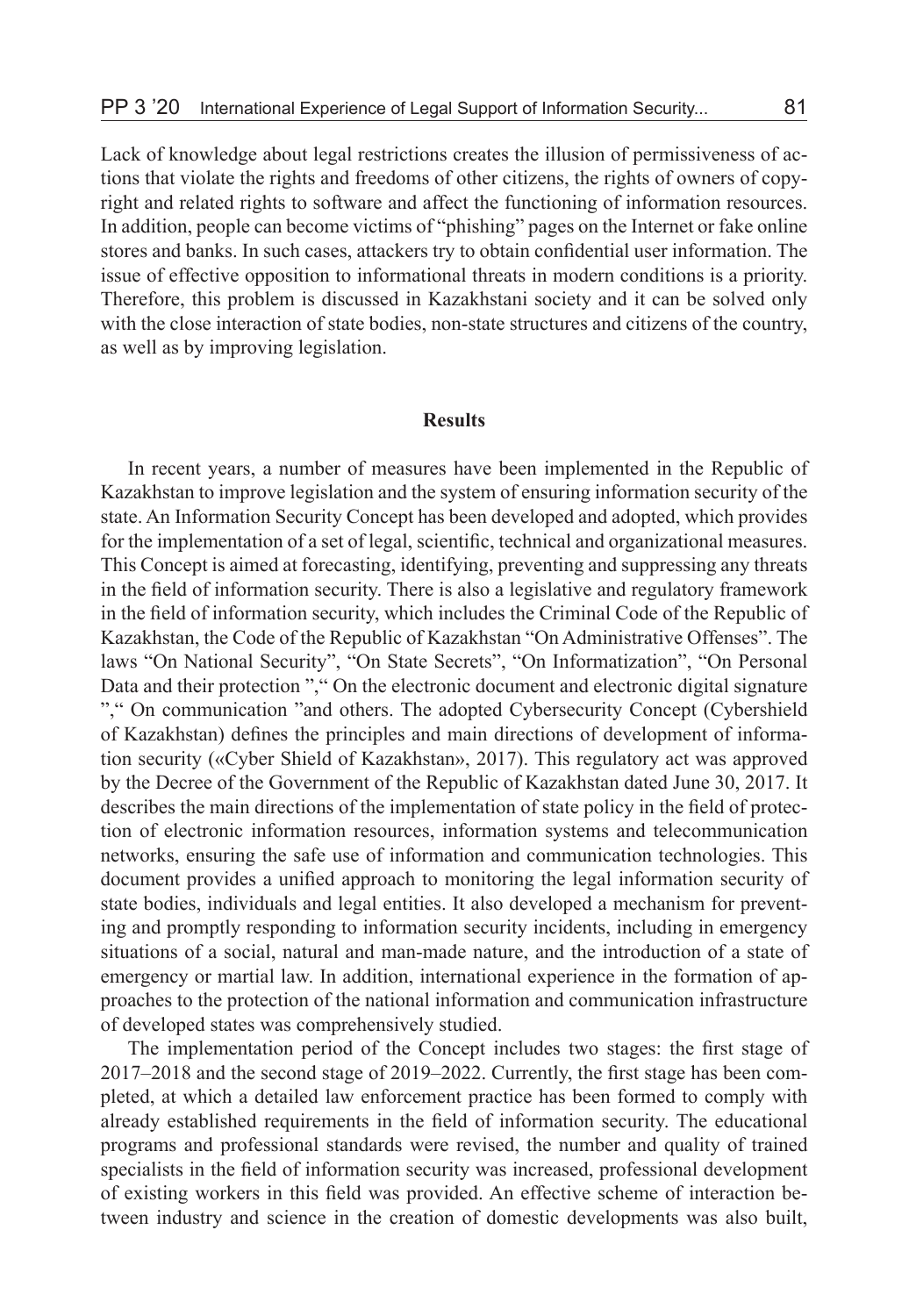Lack of knowledge about legal restrictions creates the illusion of permissiveness of actions that violate the rights and freedoms of other citizens, the rights of owners of copyright and related rights to software and affect the functioning of information resources. In addition, people can become victims of "phishing" pages on the Internet or fake online stores and banks. In such cases, attackers try to obtain confidential user information. The issue of effective opposition to informational threats in modern conditions is a priority. Therefore, this problem is discussed in Kazakhstani society and it can be solved only with the close interaction of state bodies, non-state structures and citizens of the country, as well as by improving legislation.

## Results

In recent years, a number of measures have been implemented in the Republic of Kazakhstan to improve legislation and the system of ensuring information security of the state. An Information Security Concept has been developed and adopted, which provides for the implementation of a set of legal, scientific, technical and organizational measures. This Concept is aimed at forecasting, identifying, preventing and suppressing any threats in the field of information security. There is also a legislative and regulatory framework in the field of information security, which includes the Criminal Code of the Republic of Kazakhstan, the Code of the Republic of Kazakhstan "On Administrative Offenses". The laws "On National Security", "On State Secrets", "On Informatization", "On Personal Data and their protection "," On the electronic document and electronic digital signature "," On communication "and others. The adopted Cybersecurity Concept (Cybershield of Kazakhstan) defines the principles and main directions of development of information security («Cyber Shield of Kazakhstan», 2017). This regulatory act was approved by the Decree of the Government of the Republic of Kazakhstan dated June 30, 2017. It describes the main directions of the implementation of state policy in the field of protection of electronic information resources, information systems and telecommunication networks, ensuring the safe use of information and communication technologies. This document provides a unified approach to monitoring the legal information security of state bodies, individuals and legal entities. It also developed a mechanism for preventing and promptly responding to information security incidents, including in emergency situations of a social, natural and man-made nature, and the introduction of a state of emergency or martial law. In addition, international experience in the formation of approaches to the protection of the national information and communication infrastructure of developed states was comprehensively studied.

The implementation period of the Concept includes two stages: the first stage of 2017–2018 and the second stage of 2019–2022. Currently, the first stage has been completed, at which a detailed law enforcement practice has been formed to comply with already established requirements in the field of information security. The educational programs and professional standards were revised, the number and quality of trained specialists in the field of information security was increased, professional development of existing workers in this field was provided. An effective scheme of interaction between industry and science in the creation of domestic developments was also built,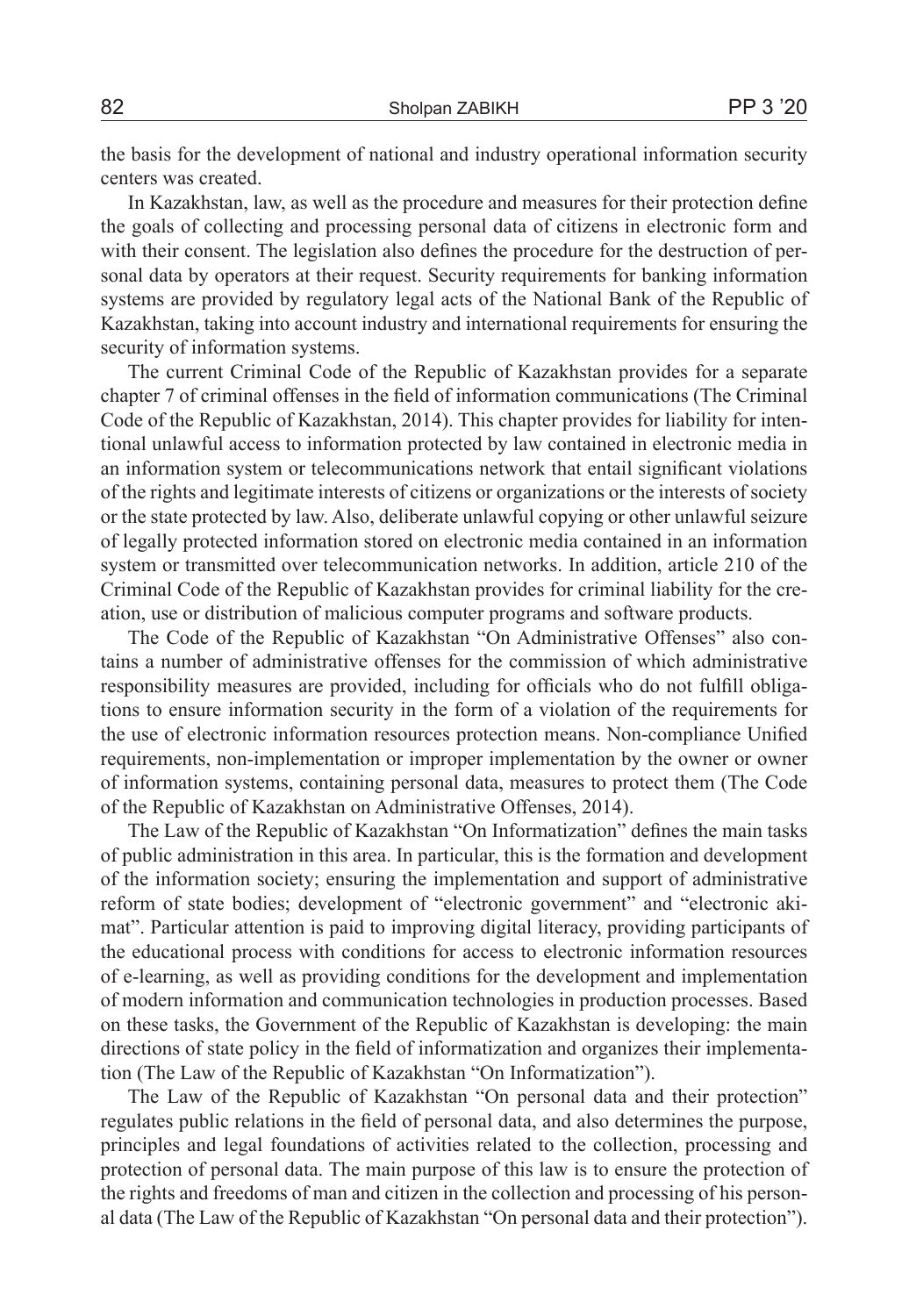the basis for the development of national and industry operational information security centers was created.

In Kazakhstan, law, as well as the procedure and measures for their protection define the goals of collecting and processing personal data of citizens in electronic form and with their consent. The legislation also defines the procedure for the destruction of personal data by operators at their request. Security requirements for banking information systems are provided by regulatory legal acts of the National Bank of the Republic of Kazakhstan, taking into account industry and international requirements for ensuring the security of information systems.

The current Criminal Code of the Republic of Kazakhstan provides for a separate chapter 7 of criminal offenses in the field of information communications (The Criminal Code of the Republic of Kazakhstan, 2014). This chapter provides for liability for intentional unlawful access to information protected by law contained in electronic media in an information system or telecommunications network that entail significant violations of the rights and legitimate interests of citizens or organizations or the interests of society or the state protected by law. Also, deliberate unlawful copying or other unlawful seizure of legally protected information stored on electronic media contained in an information system or transmitted over telecommunication networks. In addition, article 210 of the Criminal Code of the Republic of Kazakhstan provides for criminal liability for the creation, use or distribution of malicious computer programs and software products.

The Code of the Republic of Kazakhstan "On Administrative Offenses" also contains a number of administrative offenses for the commission of which administrative responsibility measures are provided, including for officials who do not fulfill obligations to ensure information security in the form of a violation of the requirements for the use of electronic information resources protection means. Non-compliance Unified requirements, non-implementation or improper implementation by the owner or owner of information systems, containing personal data, measures to protect them (The Code of the Republic of Kazakhstan on Administrative Offenses, 2014).

The Law of the Republic of Kazakhstan "On Informatization" defines the main tasks of public administration in this area. In particular, this is the formation and development of the information society; ensuring the implementation and support of administrative reform of state bodies; development of "electronic government" and "electronic akimat". Particular attention is paid to improving digital literacy, providing participants of the educational process with conditions for access to electronic information resources of e-learning, as well as providing conditions for the development and implementation of modern information and communication technologies in production processes. Based on these tasks, the Government of the Republic of Kazakhstan is developing: the main directions of state policy in the field of informatization and organizes their implementation (The Law of the Republic of Kazakhstan "On Informatization").

The Law of the Republic of Kazakhstan "On personal data and their protection" regulates public relations in the field of personal data, and also determines the purpose, principles and legal foundations of activities related to the collection, processing and protection of personal data. The main purpose of this law is to ensure the protection of the rights and freedoms of man and citizen in the collection and processing of his personal data (The Law of the Republic of Kazakhstan "On personal data and their protection").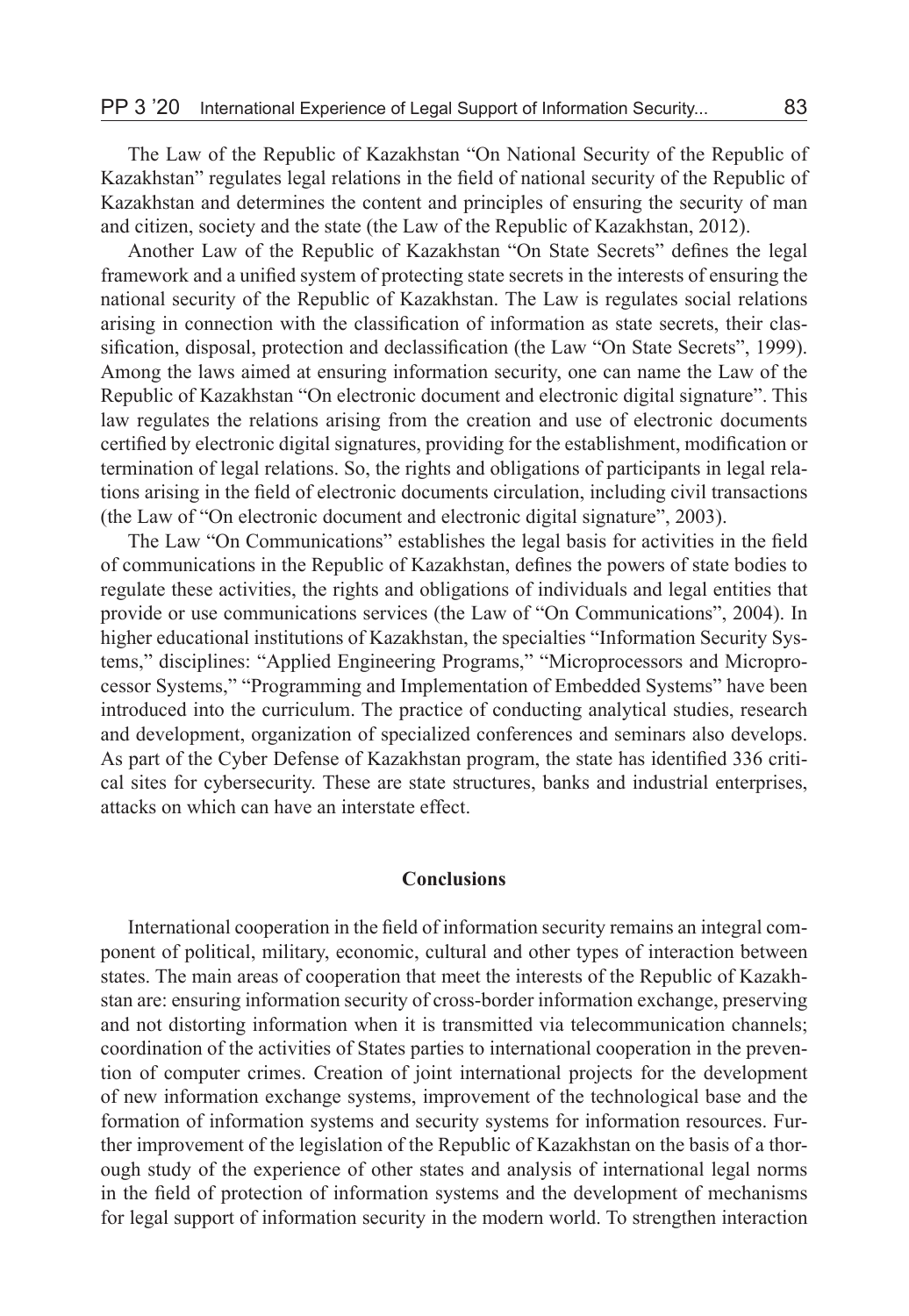The Law of the Republic of Kazakhstan "On National Security of the Republic of Kazakhstan" regulates legal relations in the field of national security of the Republic of Kazakhstan and determines the content and principles of ensuring the security of man and citizen, society and the state (the Law of the Republic of Kazakhstan, 2012).

Another Law of the Republic of Kazakhstan "On State Secrets" defines the legal framework and a unified system of protecting state secrets in the interests of ensuring the national security of the Republic of Kazakhstan. The Law is regulates social relations arising in connection with the classification of information as state secrets, their classification, disposal, protection and declassification (the Law "On State Secrets", 1999). Among the laws aimed at ensuring information security, one can name the Law of the Republic of Kazakhstan "On electronic document and electronic digital signature". This law regulates the relations arising from the creation and use of electronic documents certified by electronic digital signatures, providing for the establishment, modification or termination of legal relations. So, the rights and obligations of participants in legal relations arising in the field of electronic documents circulation, including civil transactions (the Law of "On electronic document and electronic digital signature", 2003).

The Law "On Communications" establishes the legal basis for activities in the field of communications in the Republic of Kazakhstan, defines the powers of state bodies to regulate these activities, the rights and obligations of individuals and legal entities that provide or use communications services (the Law of "On Communications", 2004). In higher educational institutions of Kazakhstan, the specialties "Information Security Systems," disciplines: "Applied Engineering Programs," "Microprocessors and Microprocessor Systems," "Programming and Implementation of Embedded Systems" have been introduced into the curriculum. The practice of conducting analytical studies, research and development, organization of specialized conferences and seminars also develops. As part of the Cyber Defense of Kazakhstan program, the state has identified 336 critical sites for cybersecurity. These are state structures, banks and industrial enterprises, attacks on which can have an interstate effect.

## Conclusions

International cooperation in the field of information security remains an integral component of political, military, economic, cultural and other types of interaction between states. The main areas of cooperation that meet the interests of the Republic of Kazakhstan are: ensuring information security of cross-border information exchange, preserving and not distorting information when it is transmitted via telecommunication channels; coordination of the activities of States parties to international cooperation in the prevention of computer crimes. Creation of joint international projects for the development of new information exchange systems, improvement of the technological base and the formation of information systems and security systems for information resources. Further improvement of the legislation of the Republic of Kazakhstan on the basis of a thorough study of the experience of other states and analysis of international legal norms in the field of protection of information systems and the development of mechanisms for legal support of information security in the modern world. To strengthen interaction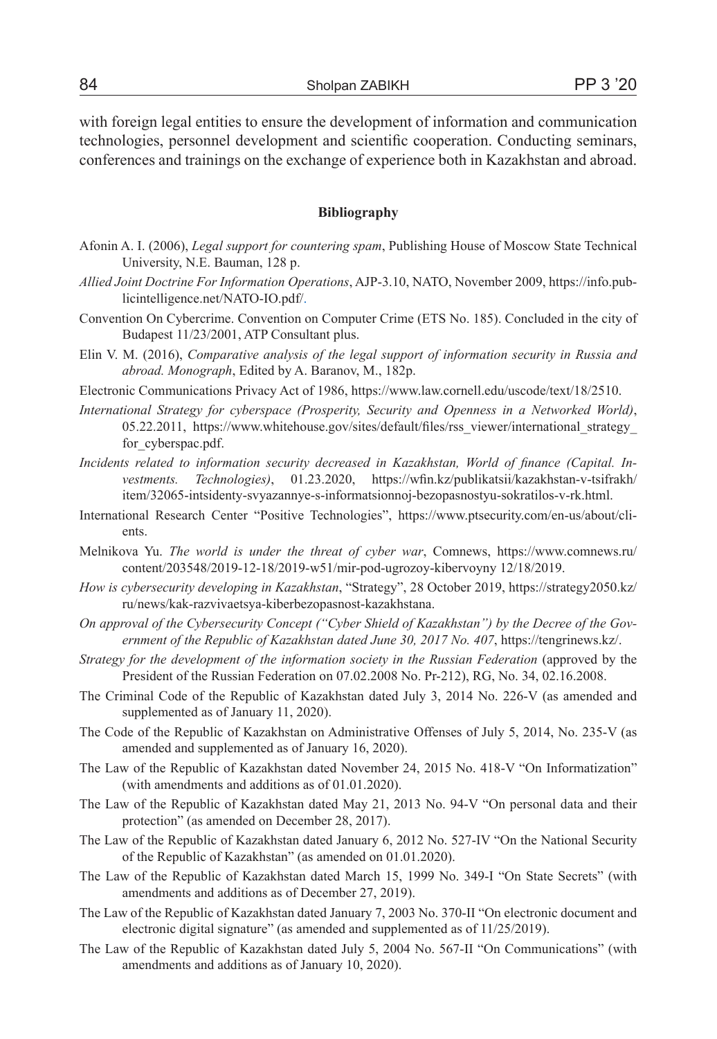with foreign legal entities to ensure the development of information and communication technologies, personnel development and scientific cooperation. Conducting seminars, conferences and trainings on the exchange of experience both in Kazakhstan and abroad.

**Bibliography**

Afonin A. I. (2006), *Legal support for countering spam*, Publishing House of Moscow State Technical University, N.E. Bauman, 128 p.

*Allied Joint Doctrine For Information Operations*, AJP-3.10, NATO, November 2009, https://info.publicintelligence.net/NATO-IO.pdf/.

Convention On Cybercrime. Convention on Computer Crime (ETS No. 185). Concluded in the city of Budapest 11/23/2001, ATP Consultant plus.

Elin V. M. (2016), *Comparative analysis of the legal support of information security in Russia and abroad. Monograph*, Edited by A. Baranov, M., 182p.

Electronic Communications Privacy Act of 1986, https://www.law.cornell.edu/uscode/text/18/2510.

*International Strategy for cyberspace (Prosperity, Security and Openness in a Networked World)*, 05.22.2011, https://www.whitehouse.gov/sites/default/files/rss_viewer/international_strategy_for_cyberspac.pdf.

*Incidents related to information security decreased in Kazakhstan, World of finance (Capital. Investments. Technologies)*, 01.23.2020, https://wfin.kz/publikatsii/kazakhstan-v-tsifrakh/item/32065-intsidenty-svyazannye-s-informatsionnoj-bezopasnostyu-sokratilos-v-rk.html.

International Research Center "Positive Technologies", https://www.ptsecurity.com/en-us/about/clients.

Melnikova Yu. *The world is under the threat of cyber war*, Comnews, https://www.comnews.ru/content/203548/2019-12-18/2019-w51/mir-pod-ugrozoy-kibervoyny 12/18/2019.

*How is cybersecurity developing in Kazakhstan*, "Strategy", 28 October 2019, https://strategy2050.kz/ru/news/kak-razvivaetsya-kiberbezopasnost-kazakhstana.

*On approval of the Cybersecurity Concept ("Cyber Shield of Kazakhstan") by the Decree of the Government of the Republic of Kazakhstan dated June 30, 2017 No. 407*, https://tengrinews.kz/.

*Strategy for the development of the information society in the Russian Federation* (approved by the President of the Russian Federation on 07.02.2008 No. Pr-212), RG, No. 34, 02.16.2008.

The Criminal Code of the Republic of Kazakhstan dated July 3, 2014 No. 226-V (as amended and supplemented as of January 11, 2020).

The Code of the Republic of Kazakhstan on Administrative Offenses of July 5, 2014, No. 235-V (as amended and supplemented as of January 16, 2020).

The Law of the Republic of Kazakhstan dated November 24, 2015 No. 418-V "On Informatization" (with amendments and additions as of 01.01.2020).

The Law of the Republic of Kazakhstan dated May 21, 2013 No. 94-V "On personal data and their protection" (as amended on December 28, 2017).

The Law of the Republic of Kazakhstan dated January 6, 2012 No. 527-IV "On the National Security of the Republic of Kazakhstan" (as amended on 01.01.2020).

The Law of the Republic of Kazakhstan dated March 15, 1999 No. 349-I "On State Secrets" (with amendments and additions as of December 27, 2019).

The Law of the Republic of Kazakhstan dated January 7, 2003 No. 370-II "On electronic document and electronic digital signature" (as amended and supplemented as of 11/25/2019).

The Law of the Republic of Kazakhstan dated July 5, 2004 No. 567-II "On Communications" (with amendments and additions as of January 10, 2020).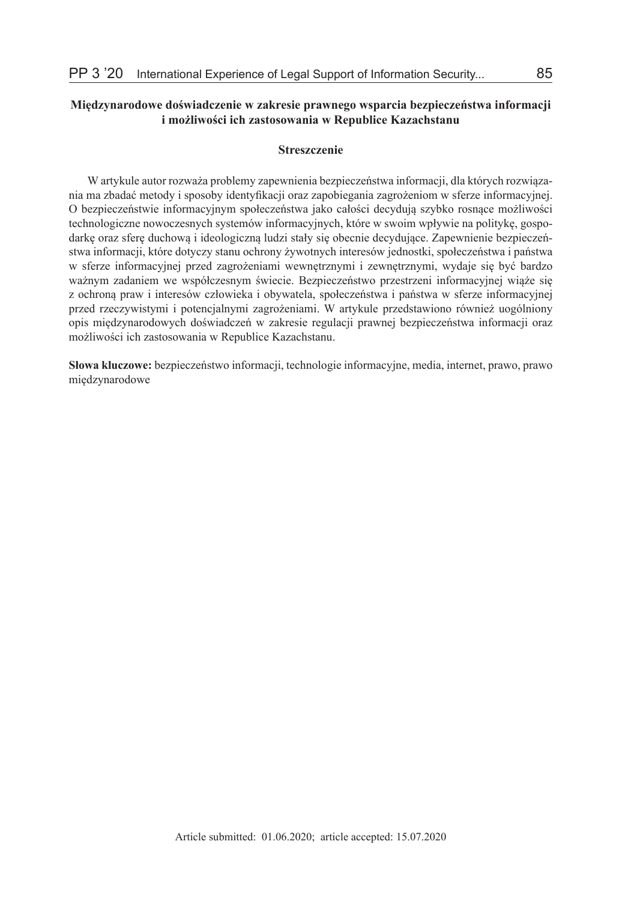**Międzynarodowe doświadczenie w zakresie prawnego wsparcia bezpieczeństwa informacji i możliwości ich zastosowania w Republice Kazachstanu**

**Streszczenie**

W artykule autor rozważa problemy zapewnienia bezpieczeństwa informacji, dla których rozwiązania ma zbadać metody i sposoby identyfikacji oraz zapobiegania zagrożeniom w sferze informacyjnej. O bezpieczeństwie informacyjnym społeczeństwa jako całości decydują szybko rosnące możliwości technologiczne nowoczesnych systemów informacyjnych, które w swoim wpływie na politykę, gospodarkę oraz sferę duchową i ideologiczną ludzi stały się obecnie decydujące. Zapewnienie bezpieczeństwa informacji, które dotyczy stanu ochrony żywotnych interesów jednostki, społeczeństwa i państwa w sferze informacyjnej przed zagrożeniami wewnętrznymi i zewnętrznymi, wydaje się być bardzo ważnym zadaniem we współczesnym świecie. Bezpieczeństwo przestrzeni informacyjnej wiąże się z ochroną praw i interesów człowieka i obywatela, społeczeństwa i państwa w sferze informacyjnej przed rzeczywistymi i potencjalnymi zagrożeniami. W artykule przedstawiono również uogólniony opis międzynarodowych doświadczeń w zakresie regulacji prawnej bezpieczeństwa informacji oraz możliwości ich zastosowania w Republice Kazachstanu.

**Słowa kluczowe:** bezpieczeństwo informacji, technologie informacyjne, media, internet, prawo, prawo międzynarodowe

Article submitted: 01.06.2020; article accepted: 15.07.2020